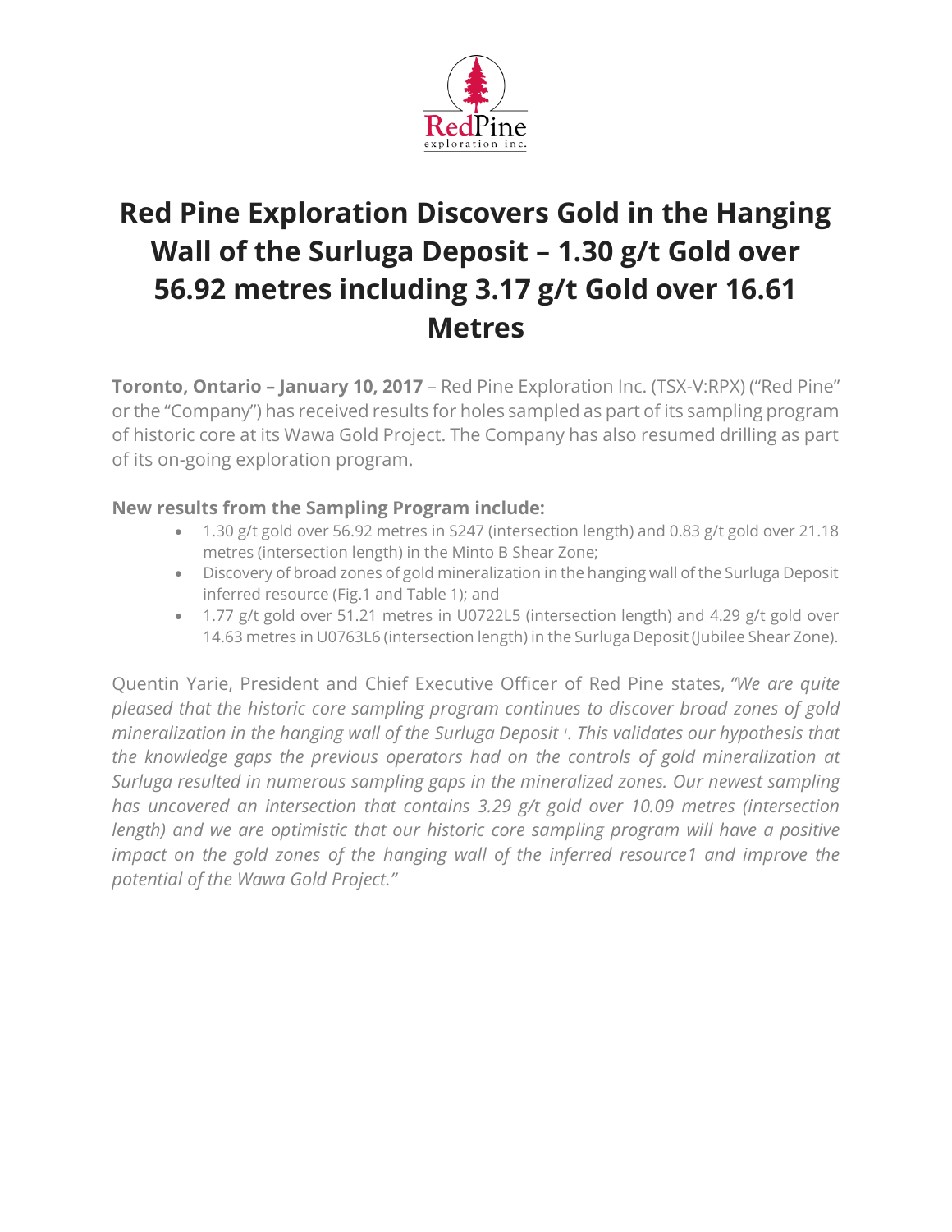# Red Pine Exploration Discovers Gold in the Hanging Wall of the Surluga Deposit – 1.30 g/t Gold over 56.92 metres including 3.17 g/t Gold over 16.61 Metres

**Toronto, Ontario – January 10, 2017** – Red Pine Exploration Inc. (TSX-V:RPX) ("Red Pine" or the "Company") has received results for holes sampled as part of its sampling program of historic core at its Wawa Gold Project. The Company has also resumed drilling as part of its on-going exploration program.

**New results from the Sampling Program include:**

- 1.30 g/t gold over 56.92 metres in S247 (intersection length) and 0.83 g/t gold over 21.18 metres (intersection length) in the Minto B Shear Zone;
- Discovery of broad zones of gold mineralization in the hanging wall of the Surluga Deposit inferred resource (Fig.1 and Table 1); and
- 1.77 g/t gold over 51.21 metres in U0722L5 (intersection length) and 4.29 g/t gold over 14.63 metres in U0763L6 (intersection length) in the Surluga Deposit (Jubilee Shear Zone).

Quentin Yarie, President and Chief Executive Officer of Red Pine states, *"We are quite pleased that the historic core sampling program continues to discover broad zones of gold mineralization in the hanging wall of the Surluga Deposit [1]. This validates our hypothesis that the knowledge gaps the previous operators had on the controls of gold mineralization at Surluga resulted in numerous sampling gaps in the mineralized zones. Our newest sampling has uncovered an intersection that contains 3.29 g/t gold over 10.09 metres (intersection length) and we are optimistic that our historic core sampling program will have a positive impact on the gold zones of the hanging wall of the inferred resource1 and improve the potential of the Wawa Gold Project."*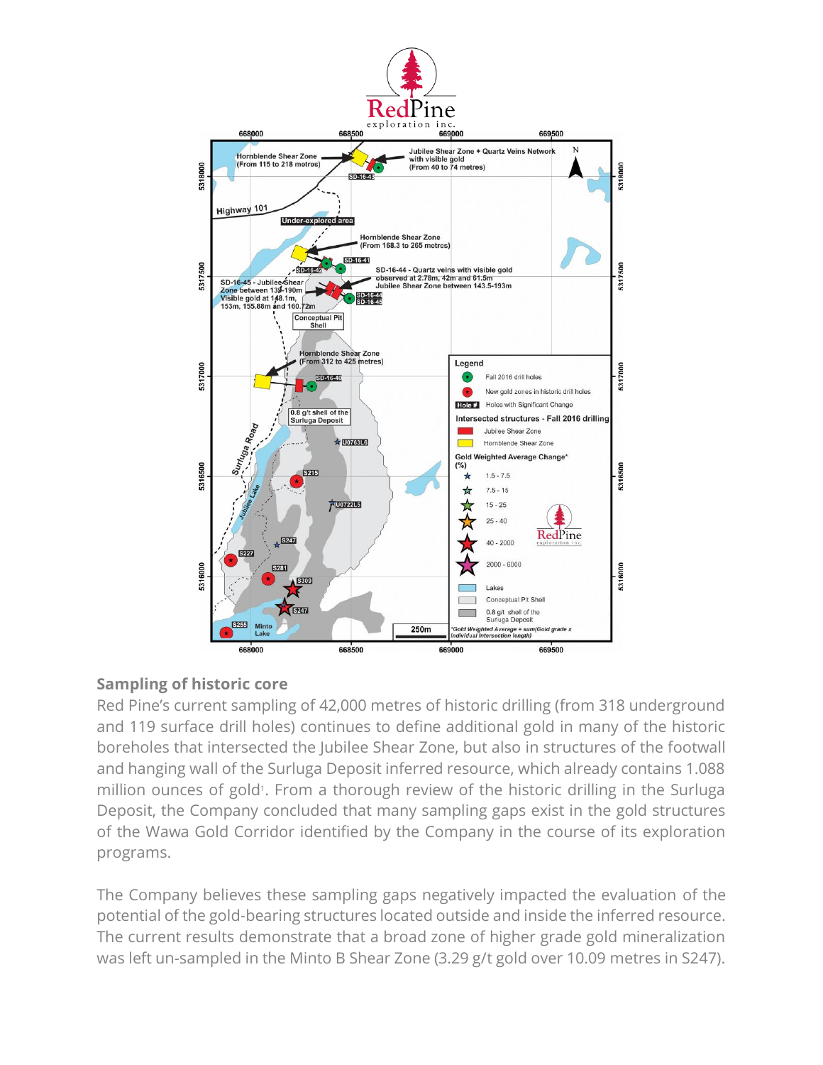## Sampling of historic core

Red Pine's current sampling of 42,000 metres of historic drilling (from 318 underground and 119 surface drill holes) continues to define additional gold in many of the historic boreholes that intersected the Jubilee Shear Zone, but also in structures of the footwall and hanging wall of the Surluga Deposit inferred resource, which already contains 1.088 million ounces of gold[1]. From a thorough review of the historic drilling in the Surluga Deposit, the Company concluded that many sampling gaps exist in the gold structures of the Wawa Gold Corridor identified by the Company in the course of its exploration programs.

The Company believes these sampling gaps negatively impacted the evaluation of the potential of the gold-bearing structures located outside and inside the inferred resource. The current results demonstrate that a broad zone of higher grade gold mineralization was left un-sampled in the Minto B Shear Zone (3.29 g/t gold over 10.09 metres in S247).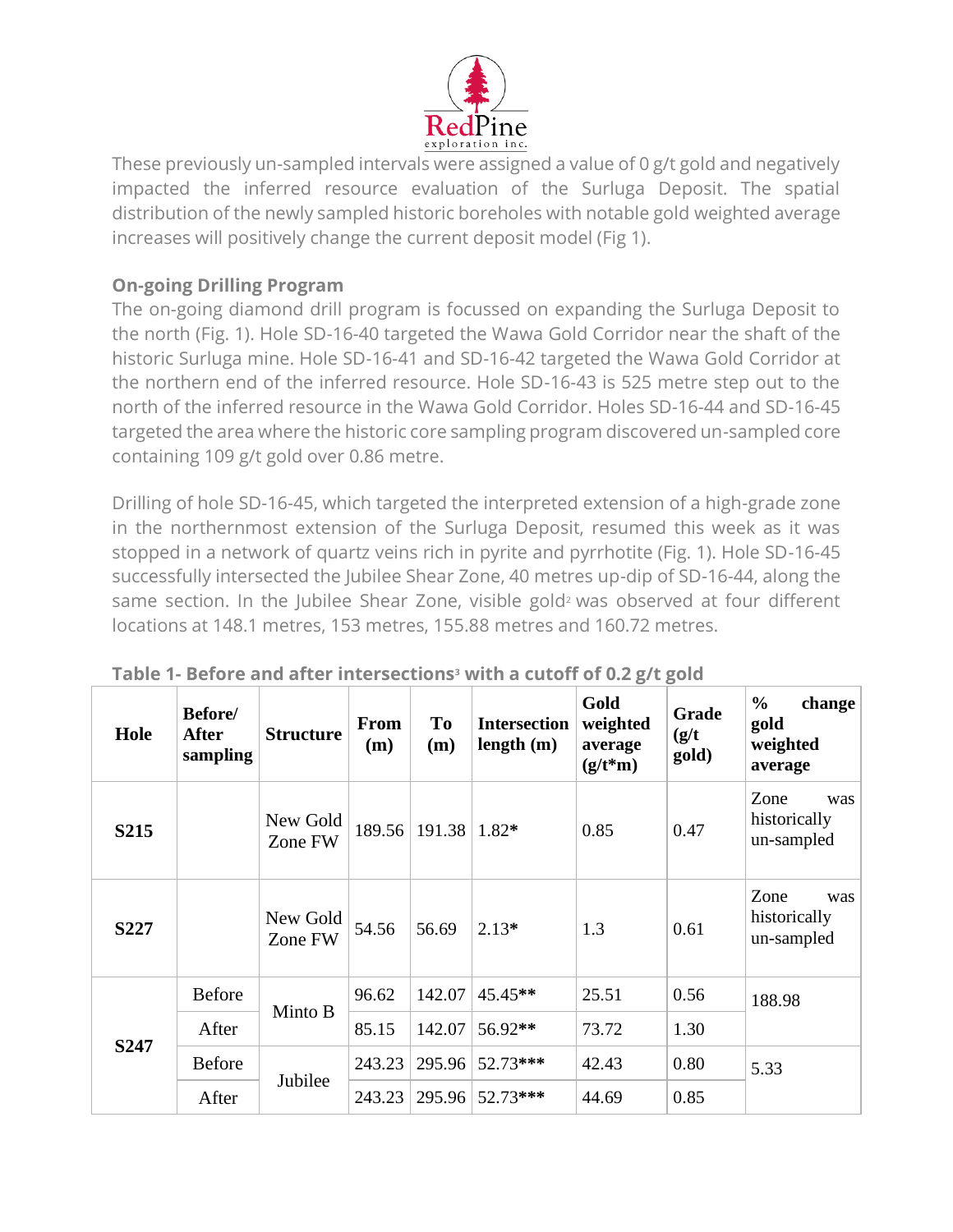These previously un-sampled intervals were assigned a value of 0 g/t gold and negatively impacted the inferred resource evaluation of the Surluga Deposit. The spatial distribution of the newly sampled historic boreholes with notable gold weighted average increases will positively change the current deposit model (Fig 1).

### On-going Drilling Program

The on-going diamond drill program is focussed on expanding the Surluga Deposit to the north (Fig. 1). Hole SD-16-40 targeted the Wawa Gold Corridor near the shaft of the historic Surluga mine. Hole SD-16-41 and SD-16-42 targeted the Wawa Gold Corridor at the northern end of the inferred resource. Hole SD-16-43 is 525 metre step out to the north of the inferred resource in the Wawa Gold Corridor. Holes SD-16-44 and SD-16-45 targeted the area where the historic core sampling program discovered un-sampled core containing 109 g/t gold over 0.86 metre.

Drilling of hole SD-16-45, which targeted the interpreted extension of a high-grade zone in the northernmost extension of the Surluga Deposit, resumed this week as it was stopped in a network of quartz veins rich in pyrite and pyrrhotite (Fig. 1). Hole SD-16-45 successfully intersected the Jubilee Shear Zone, 40 metres up-dip of SD-16-44, along the same section. In the Jubilee Shear Zone, visible gold[2] was observed at four different locations at 148.1 metres, 153 metres, 155.88 metres and 160.72 metres.

**Table 1- Before and after intersections[3] with a cutoff of 0.2 g/t gold**

| Hole | Before/ After sampling | Structure | From (m) | To (m) | Intersection length (m) | Gold weighted average (g/t*m) | Grade (g/t gold) | % change gold weighted average |
|---|---|---|---|---|---|---|---|---|
| S215 | | New Gold Zone FW | 189.56 | 191.38 | 1.82* | 0.85 | 0.47 | Zone was historically un-sampled |
| S227 | | New Gold Zone FW | 54.56 | 56.69 | 2.13* | 1.3 | 0.61 | Zone was historically un-sampled |
| S247 | Before | Minto B | 96.62 | 142.07 | 45.45** | 25.51 | 0.56 | 188.98 |
| | After | | 85.15 | 142.07 | 56.92** | 73.72 | 1.30 | |
| | Before | Jubilee | 243.23 | 295.96 | 52.73*** | 42.43 | 0.80 | 5.33 |
| | After | | 243.23 | 295.96 | 52.73*** | 44.69 | 0.85 | |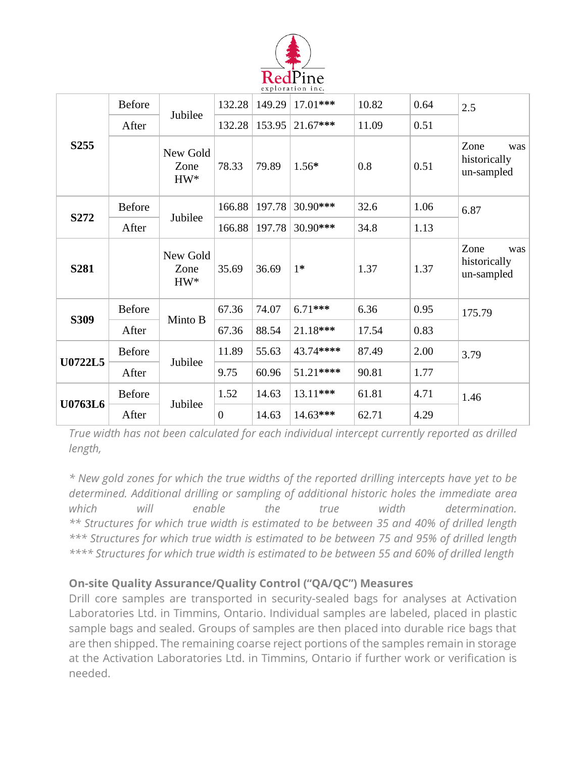| | | | | | | | | |
|---|---|---|---|---|---|---|---|---|
| **S255** | Before | Jubilee | 132.28 | 149.29 | 17.01*** | 10.82 | 0.64 | 2.5 |
| | After | | 132.28 | 153.95 | 21.67*** | 11.09 | 0.51 | |
| | | New Gold Zone HW* | 78.33 | 79.89 | 1.56* | 0.8 | 0.51 | Zone was historically un-sampled |
| **S272** | Before | Jubilee | 166.88 | 197.78 | 30.90*** | 32.6 | 1.06 | 6.87 |
| | After | | 166.88 | 197.78 | 30.90*** | 34.8 | 1.13 | |
| **S281** | | New Gold Zone HW* | 35.69 | 36.69 | 1* | 1.37 | 1.37 | Zone was historically un-sampled |
| **S309** | Before | Minto B | 67.36 | 74.07 | 6.71*** | 6.36 | 0.95 | 175.79 |
| | After | | 67.36 | 88.54 | 21.18*** | 17.54 | 0.83 | |
| **U0722L5** | Before | Jubilee | 11.89 | 55.63 | 43.74**** | 87.49 | 2.00 | 3.79 |
| | After | | 9.75 | 60.96 | 51.21**** | 90.81 | 1.77 | |
| **U0763L6** | Before | Jubilee | 1.52 | 14.63 | 13.11*** | 61.81 | 4.71 | 1.46 |
| | After | | 0 | 14.63 | 14.63*** | 62.71 | 4.29 | |

*True width has not been calculated for each individual intercept currently reported as drilled length,*

*\* New gold zones for which the true widths of the reported drilling intercepts have yet to be determined. Additional drilling or sampling of additional historic holes the immediate area which will enable the true width determination.*
*\*\* Structures for which true width is estimated to be between 35 and 40% of drilled length*
*\*\*\* Structures for which true width is estimated to be between 75 and 95% of drilled length*
*\*\*\*\* Structures for which true width is estimated to be between 55 and 60% of drilled length*

**On-site Quality Assurance/Quality Control ("QA/QC") Measures**

Drill core samples are transported in security-sealed bags for analyses at Activation Laboratories Ltd. in Timmins, Ontario. Individual samples are labeled, placed in plastic sample bags and sealed. Groups of samples are then placed into durable rice bags that are then shipped. The remaining coarse reject portions of the samples remain in storage at the Activation Laboratories Ltd. in Timmins, Ontario if further work or verification is needed.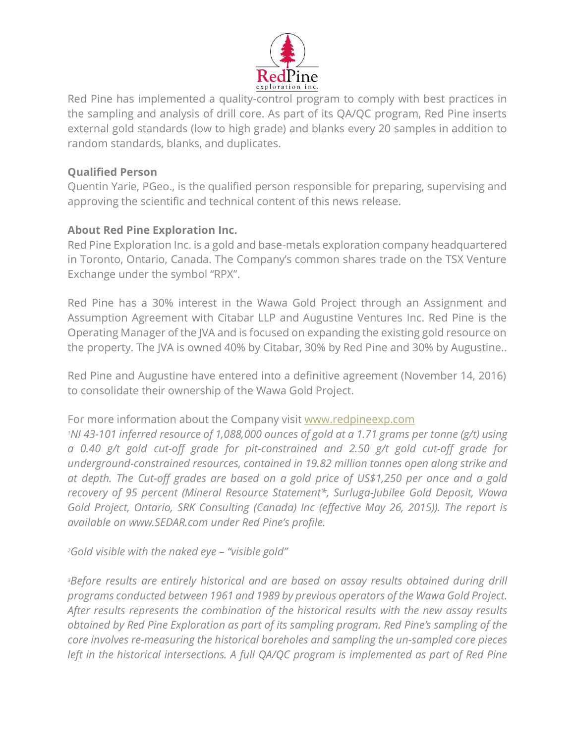Red Pine has implemented a quality-control program to comply with best practices in the sampling and analysis of drill core. As part of its QA/QC program, Red Pine inserts external gold standards (low to high grade) and blanks every 20 samples in addition to random standards, blanks, and duplicates.

**Qualified Person**

Quentin Yarie, PGeo., is the qualified person responsible for preparing, supervising and approving the scientific and technical content of this news release.

**About Red Pine Exploration Inc.**

Red Pine Exploration Inc. is a gold and base-metals exploration company headquartered in Toronto, Ontario, Canada. The Company's common shares trade on the TSX Venture Exchange under the symbol "RPX".

Red Pine has a 30% interest in the Wawa Gold Project through an Assignment and Assumption Agreement with Citabar LLP and Augustine Ventures Inc. Red Pine is the Operating Manager of the JVA and is focused on expanding the existing gold resource on the property. The JVA is owned 40% by Citabar, 30% by Red Pine and 30% by Augustine..

Red Pine and Augustine have entered into a definitive agreement (November 14, 2016) to consolidate their ownership of the Wawa Gold Project.

For more information about the Company visit [www.redpineexp.com](www.redpineexp.com)

*[1]NI 43-101 inferred resource of 1,088,000 ounces of gold at a 1.71 grams per tonne (g/t) using a 0.40 g/t gold cut-off grade for pit-constrained and 2.50 g/t gold cut-off grade for underground-constrained resources, contained in 19.82 million tonnes open along strike and at depth. The Cut-off grades are based on a gold price of US$1,250 per once and a gold recovery of 95 percent (Mineral Resource Statement*, Surluga-Jubilee Gold Deposit, Wawa Gold Project, Ontario, SRK Consulting (Canada) Inc (effective May 26, 2015)). The report is available on www.SEDAR.com under Red Pine's profile.*

*[2]Gold visible with the naked eye – "visible gold"*

*[3]Before results are entirely historical and are based on assay results obtained during drill programs conducted between 1961 and 1989 by previous operators of the Wawa Gold Project. After results represents the combination of the historical results with the new assay results obtained by Red Pine Exploration as part of its sampling program. Red Pine's sampling of the core involves re-measuring the historical boreholes and sampling the un-sampled core pieces left in the historical intersections. A full QA/QC program is implemented as part of Red Pine*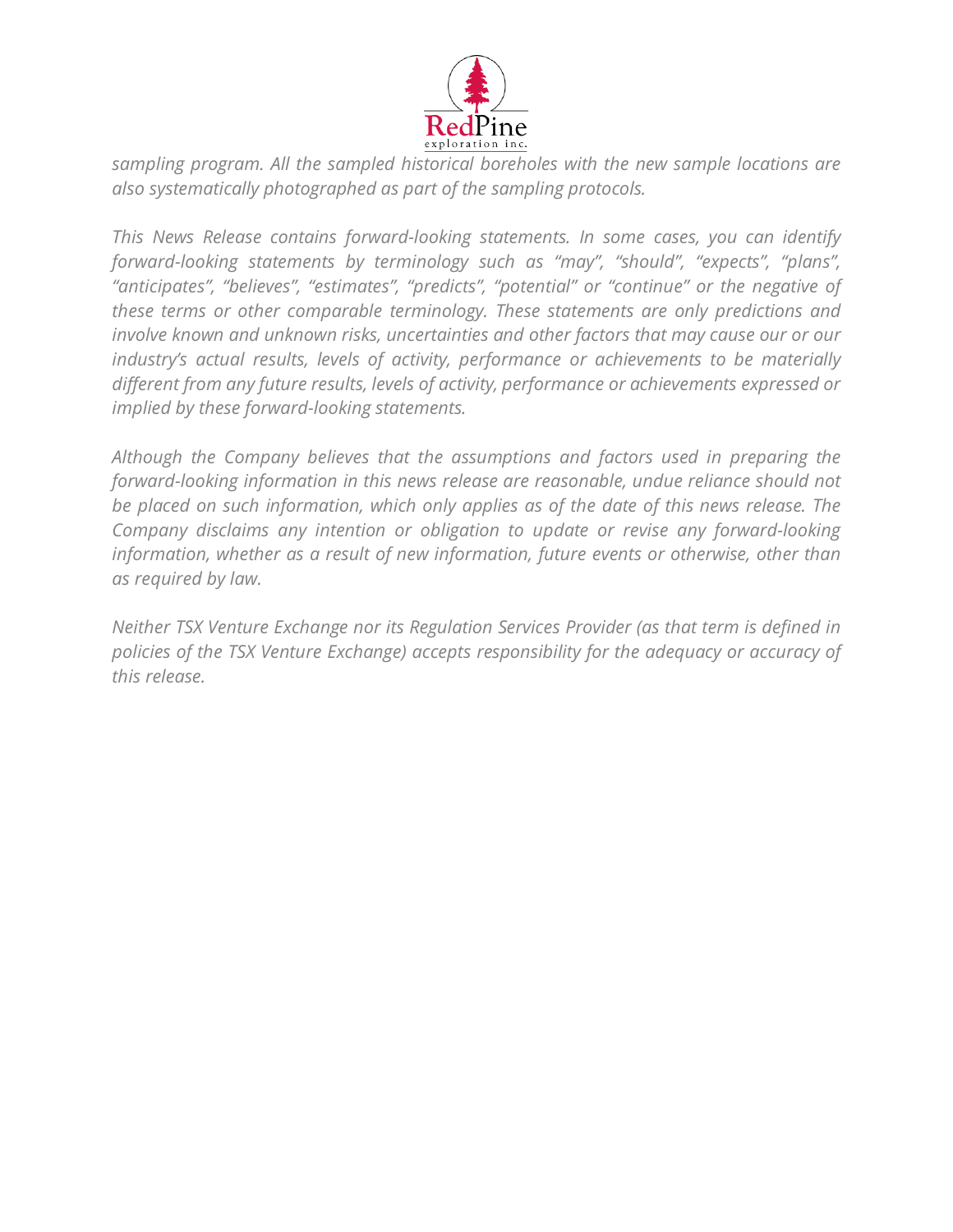*sampling program. All the sampled historical boreholes with the new sample locations are also systematically photographed as part of the sampling protocols.*

*This News Release contains forward-looking statements. In some cases, you can identify forward-looking statements by terminology such as "may", "should", "expects", "plans", "anticipates", "believes", "estimates", "predicts", "potential" or "continue" or the negative of these terms or other comparable terminology. These statements are only predictions and involve known and unknown risks, uncertainties and other factors that may cause our or our industry's actual results, levels of activity, performance or achievements to be materially different from any future results, levels of activity, performance or achievements expressed or implied by these forward-looking statements.*

*Although the Company believes that the assumptions and factors used in preparing the forward-looking information in this news release are reasonable, undue reliance should not be placed on such information, which only applies as of the date of this news release. The Company disclaims any intention or obligation to update or revise any forward-looking information, whether as a result of new information, future events or otherwise, other than as required by law.*

*Neither TSX Venture Exchange nor its Regulation Services Provider (as that term is defined in policies of the TSX Venture Exchange) accepts responsibility for the adequacy or accuracy of this release.*